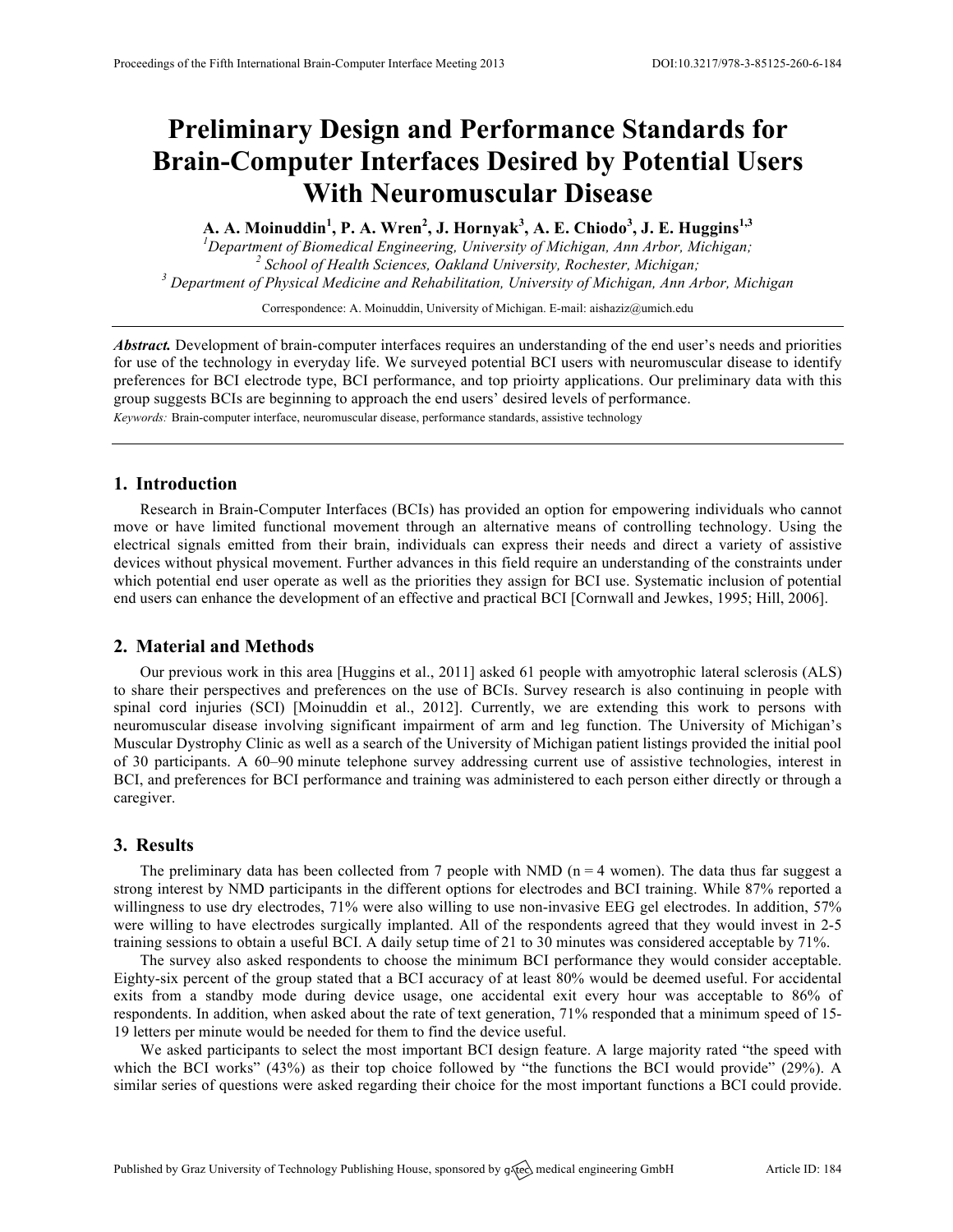# Preliminary Design and Performance Standards for Brain-Computer Interfaces Desired by Potential Users With Neuromuscular Disease

**A. A. Moinuddin[1], P. A. Wren[2], J. Hornyak[3], A. E. Chiodo[3], J. E. Huggins[1,3]**

*[1]Department of Biomedical Engineering, University of Michigan, Ann Arbor, Michigan;*
*[2] School of Health Sciences, Oakland University, Rochester, Michigan;*
*[3] Department of Physical Medicine and Rehabilitation, University of Michigan, Ann Arbor, Michigan*

Correspondence: A. Moinuddin, University of Michigan. E-mail: aishaziz@umich.edu

***Abstract.*** Development of brain-computer interfaces requires an understanding of the end user's needs and priorities for use of the technology in everyday life. We surveyed potential BCI users with neuromuscular disease to identify preferences for BCI electrode type, BCI performance, and top prioirty applications. Our preliminary data with this group suggests BCIs are beginning to approach the end users' desired levels of performance.

*Keywords:* Brain-computer interface, neuromuscular disease, performance standards, assistive technology

## 1. Introduction

Research in Brain-Computer Interfaces (BCIs) has provided an option for empowering individuals who cannot move or have limited functional movement through an alternative means of controlling technology. Using the electrical signals emitted from their brain, individuals can express their needs and direct a variety of assistive devices without physical movement. Further advances in this field require an understanding of the constraints under which potential end user operate as well as the priorities they assign for BCI use. Systematic inclusion of potential end users can enhance the development of an effective and practical BCI [Cornwall and Jewkes, 1995; Hill, 2006].

## 2. Material and Methods

Our previous work in this area [Huggins et al., 2011] asked 61 people with amyotrophic lateral sclerosis (ALS) to share their perspectives and preferences on the use of BCIs. Survey research is also continuing in people with spinal cord injuries (SCI) [Moinuddin et al., 2012]. Currently, we are extending this work to persons with neuromuscular disease involving significant impairment of arm and leg function. The University of Michigan's Muscular Dystrophy Clinic as well as a search of the University of Michigan patient listings provided the initial pool of 30 participants. A 60–90 minute telephone survey addressing current use of assistive technologies, interest in BCI, and preferences for BCI performance and training was administered to each person either directly or through a caregiver.

## 3. Results

The preliminary data has been collected from 7 people with NMD (n = 4 women). The data thus far suggest a strong interest by NMD participants in the different options for electrodes and BCI training. While 87% reported a willingness to use dry electrodes, 71% were also willing to use non-invasive EEG gel electrodes. In addition, 57% were willing to have electrodes surgically implanted. All of the respondents agreed that they would invest in 2-5 training sessions to obtain a useful BCI. A daily setup time of 21 to 30 minutes was considered acceptable by 71%.

The survey also asked respondents to choose the minimum BCI performance they would consider acceptable. Eighty-six percent of the group stated that a BCI accuracy of at least 80% would be deemed useful. For accidental exits from a standby mode during device usage, one accidental exit every hour was acceptable to 86% of respondents. In addition, when asked about the rate of text generation, 71% responded that a minimum speed of 15-19 letters per minute would be needed for them to find the device useful.

We asked participants to select the most important BCI design feature. A large majority rated "the speed with which the BCI works" (43%) as their top choice followed by "the functions the BCI would provide" (29%). A similar series of questions were asked regarding their choice for the most important functions a BCI could provide.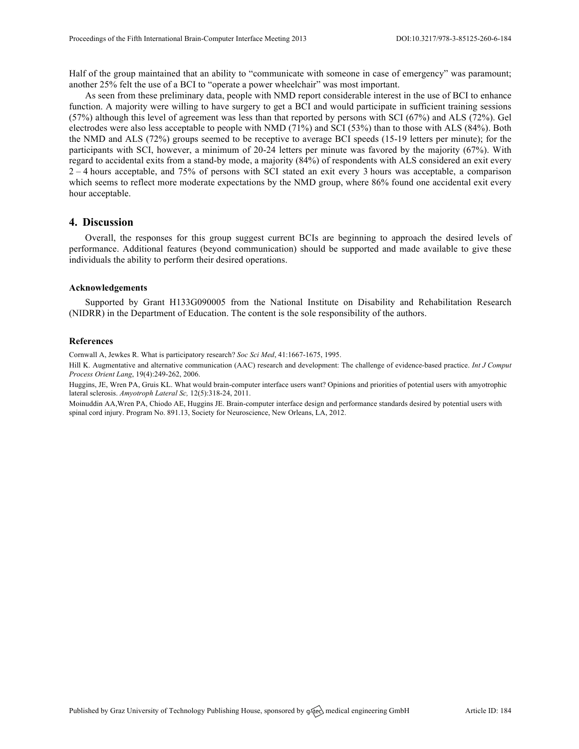Half of the group maintained that an ability to "communicate with someone in case of emergency" was paramount; another 25% felt the use of a BCI to "operate a power wheelchair" was most important.

As seen from these preliminary data, people with NMD report considerable interest in the use of BCI to enhance function. A majority were willing to have surgery to get a BCI and would participate in sufficient training sessions (57%) although this level of agreement was less than that reported by persons with SCI (67%) and ALS (72%). Gel electrodes were also less acceptable to people with NMD (71%) and SCI (53%) than to those with ALS (84%). Both the NMD and ALS (72%) groups seemed to be receptive to average BCI speeds (15-19 letters per minute); for the participants with SCI, however, a minimum of 20-24 letters per minute was favored by the majority (67%). With regard to accidental exits from a stand-by mode, a majority (84%) of respondents with ALS considered an exit every 2 – 4 hours acceptable, and 75% of persons with SCI stated an exit every 3 hours was acceptable, a comparison which seems to reflect more moderate expectations by the NMD group, where 86% found one accidental exit every hour acceptable.

## 4. Discussion

Overall, the responses for this group suggest current BCIs are beginning to approach the desired levels of performance. Additional features (beyond communication) should be supported and made available to give these individuals the ability to perform their desired operations.

#### Acknowledgements

Supported by Grant H133G090005 from the National Institute on Disability and Rehabilitation Research (NIDRR) in the Department of Education. The content is the sole responsibility of the authors.

#### References

Cornwall A, Jewkes R. What is participatory research? *Soc Sci Med*, 41:1667-1675, 1995.

Hill K. Augmentative and alternative communication (AAC) research and development: The challenge of evidence-based practice. *Int J Comput Process Orient Lang*, 19(4):249-262, 2006.

Huggins, JE, Wren PA, Gruis KL. What would brain-computer interface users want? Opinions and priorities of potential users with amyotrophic lateral sclerosis. *Amyotroph Lateral Sc,* 12(5):318-24, 2011.

Moinuddin AA,Wren PA, Chiodo AE, Huggins JE. Brain-computer interface design and performance standards desired by potential users with spinal cord injury. Program No. 891.13, Society for Neuroscience, New Orleans, LA, 2012.